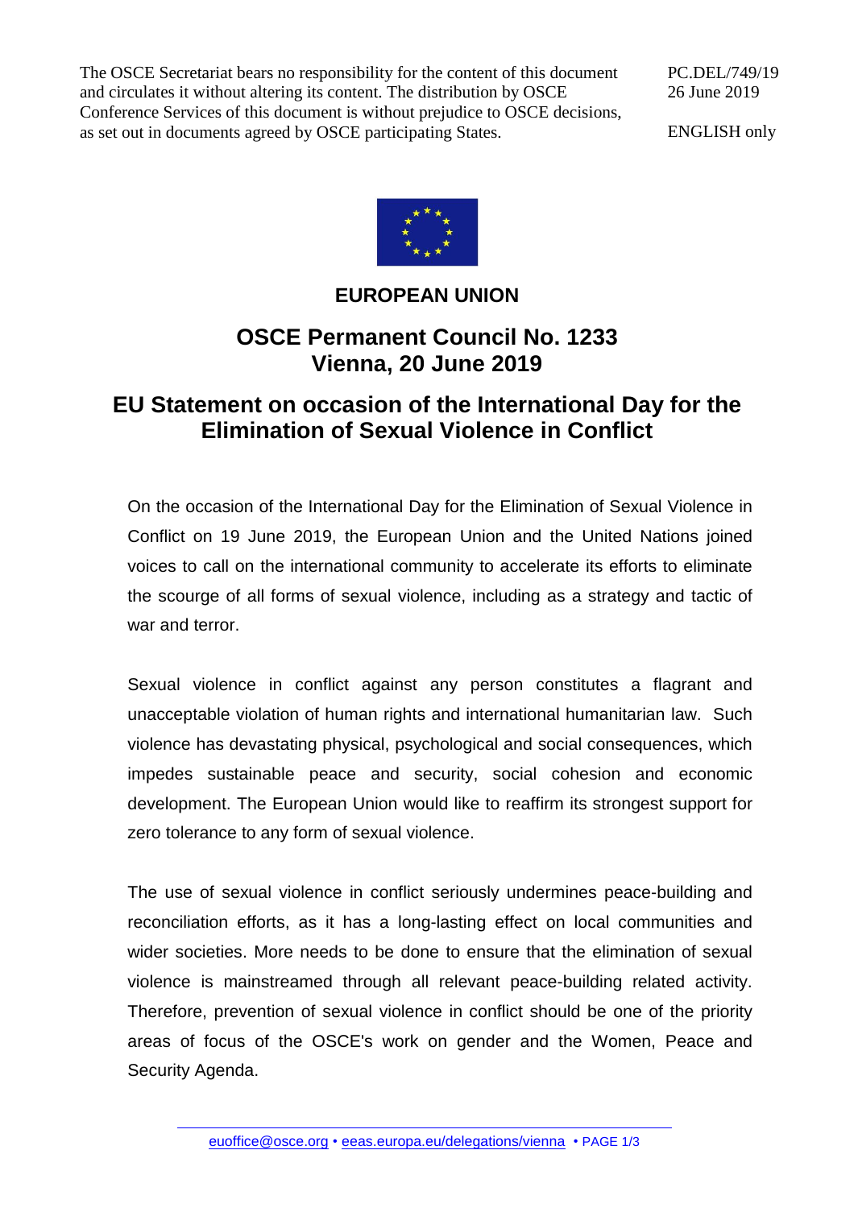The OSCE Secretariat bears no responsibility for the content of this document and circulates it without altering its content. The distribution by OSCE Conference Services of this document is without prejudice to OSCE decisions, as set out in documents agreed by OSCE participating States.

PC.DEL/749/19
26 June 2019

ENGLISH only

**EUROPEAN UNION**

## OSCE Permanent Council No. 1233
## Vienna, 20 June 2019

# EU Statement on occasion of the International Day for the Elimination of Sexual Violence in Conflict

On the occasion of the International Day for the Elimination of Sexual Violence in Conflict on 19 June 2019, the European Union and the United Nations joined voices to call on the international community to accelerate its efforts to eliminate the scourge of all forms of sexual violence, including as a strategy and tactic of war and terror.

Sexual violence in conflict against any person constitutes a flagrant and unacceptable violation of human rights and international humanitarian law. Such violence has devastating physical, psychological and social consequences, which impedes sustainable peace and security, social cohesion and economic development. The European Union would like to reaffirm its strongest support for zero tolerance to any form of sexual violence.

The use of sexual violence in conflict seriously undermines peace-building and reconciliation efforts, as it has a long-lasting effect on local communities and wider societies. More needs to be done to ensure that the elimination of sexual violence is mainstreamed through all relevant peace-building related activity. Therefore, prevention of sexual violence in conflict should be one of the priority areas of focus of the OSCE's work on gender and the Women, Peace and Security Agenda.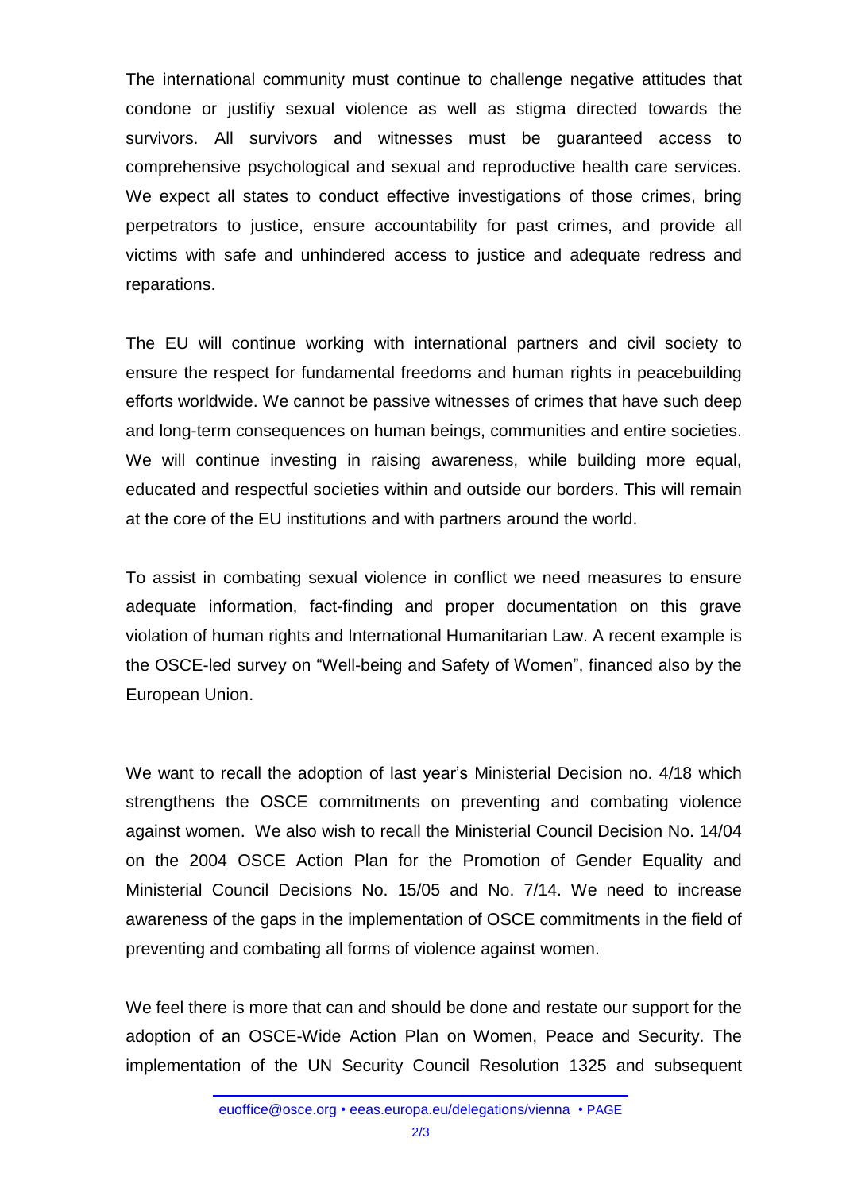The international community must continue to challenge negative attitudes that condone or justifiy sexual violence as well as stigma directed towards the survivors. All survivors and witnesses must be guaranteed access to comprehensive psychological and sexual and reproductive health care services. We expect all states to conduct effective investigations of those crimes, bring perpetrators to justice, ensure accountability for past crimes, and provide all victims with safe and unhindered access to justice and adequate redress and reparations.

The EU will continue working with international partners and civil society to ensure the respect for fundamental freedoms and human rights in peacebuilding efforts worldwide. We cannot be passive witnesses of crimes that have such deep and long-term consequences on human beings, communities and entire societies. We will continue investing in raising awareness, while building more equal, educated and respectful societies within and outside our borders. This will remain at the core of the EU institutions and with partners around the world.

To assist in combating sexual violence in conflict we need measures to ensure adequate information, fact-finding and proper documentation on this grave violation of human rights and International Humanitarian Law. A recent example is the OSCE-led survey on "Well-being and Safety of Women", financed also by the European Union.

We want to recall the adoption of last year's Ministerial Decision no. 4/18 which strengthens the OSCE commitments on preventing and combating violence against women. We also wish to recall the Ministerial Council Decision No. 14/04 on the 2004 OSCE Action Plan for the Promotion of Gender Equality and Ministerial Council Decisions No. 15/05 and No. 7/14. We need to increase awareness of the gaps in the implementation of OSCE commitments in the field of preventing and combating all forms of violence against women.

We feel there is more that can and should be done and restate our support for the adoption of an OSCE-Wide Action Plan on Women, Peace and Security. The implementation of the UN Security Council Resolution 1325 and subsequent

euoffice@osce.org • eeas.europa.eu/delegations/vienna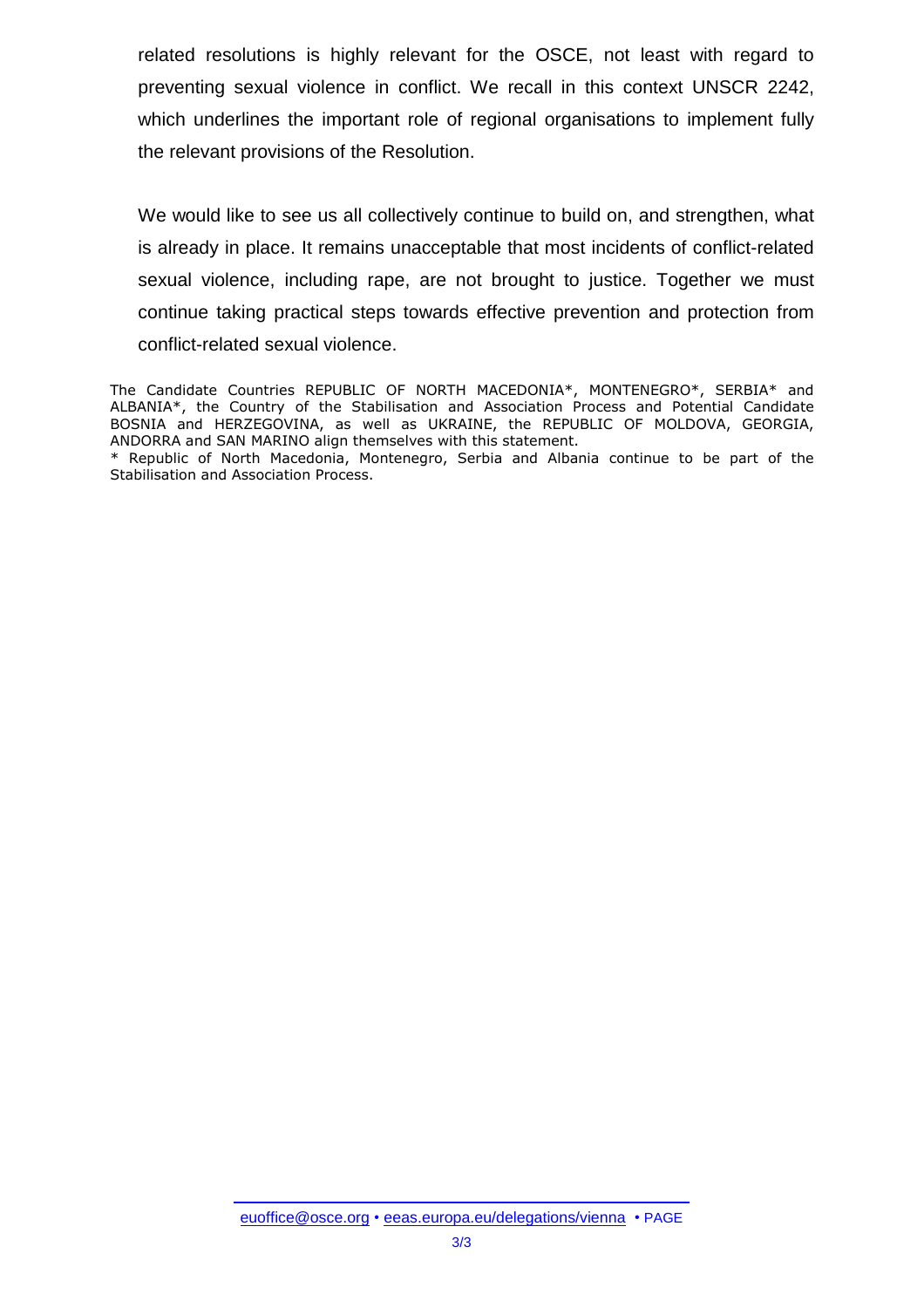related resolutions is highly relevant for the OSCE, not least with regard to preventing sexual violence in conflict. We recall in this context UNSCR 2242, which underlines the important role of regional organisations to implement fully the relevant provisions of the Resolution.

We would like to see us all collectively continue to build on, and strengthen, what is already in place. It remains unacceptable that most incidents of conflict-related sexual violence, including rape, are not brought to justice. Together we must continue taking practical steps towards effective prevention and protection from conflict-related sexual violence.

The Candidate Countries REPUBLIC OF NORTH MACEDONIA*, MONTENEGRO*, SERBIA* and ALBANIA*, the Country of the Stabilisation and Association Process and Potential Candidate BOSNIA and HERZEGOVINA, as well as UKRAINE, the REPUBLIC OF MOLDOVA, GEORGIA, ANDORRA and SAN MARINO align themselves with this statement.

* Republic of North Macedonia, Montenegro, Serbia and Albania continue to be part of the Stabilisation and Association Process.